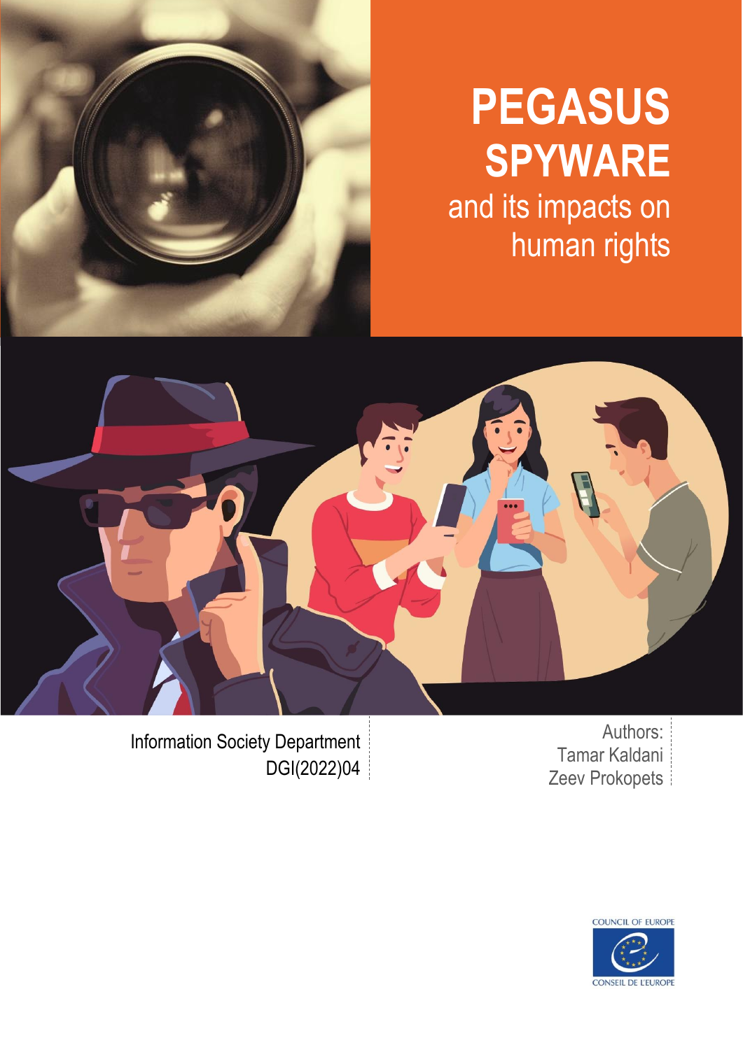# PEGASUS SPYWARE

## and its impacts on human rights

Information Society Department
DGI(2022)04

Authors:
Tamar Kaldani
Zeev Prokopets

COUNCIL OF EUROPE
CONSEIL DE L'EUROPE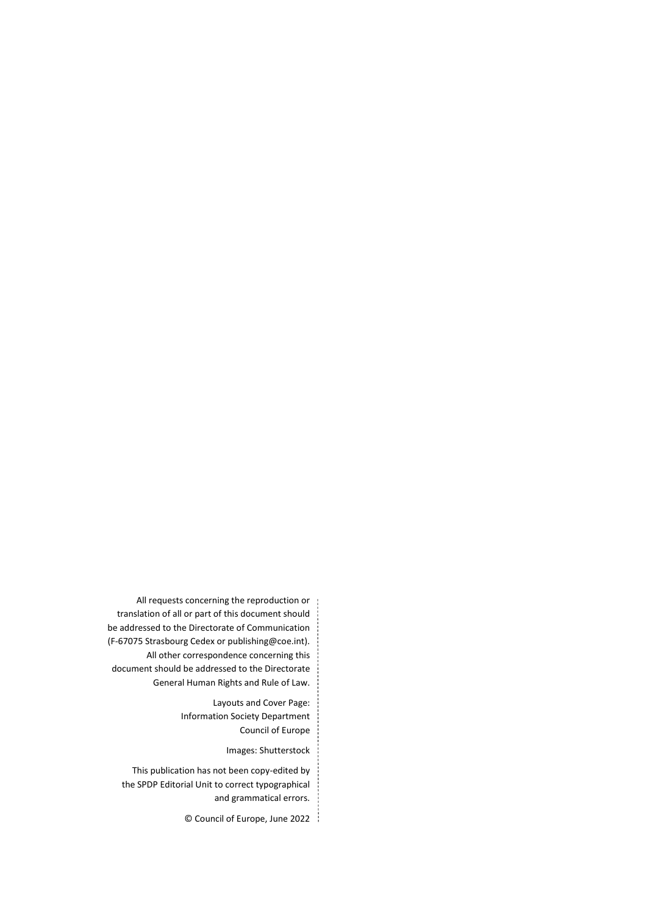All requests concerning the reproduction or translation of all or part of this document should be addressed to the Directorate of Communication (F-67075 Strasbourg Cedex or publishing@coe.int). All other correspondence concerning this document should be addressed to the Directorate General Human Rights and Rule of Law.

Layouts and Cover Page:
Information Society Department
Council of Europe

Images: Shutterstock

This publication has not been copy-edited by the SPDP Editorial Unit to correct typographical and grammatical errors.

© Council of Europe, June 2022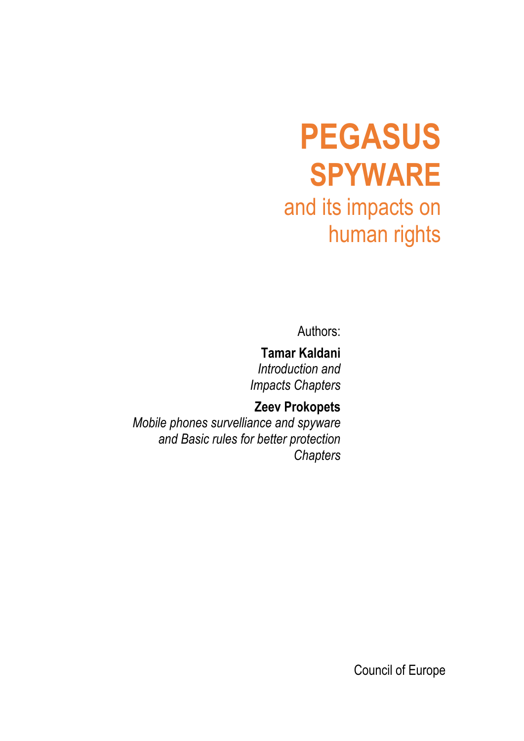# PEGASUS SPYWARE

## and its impacts on human rights

Authors:

**Tamar Kaldani**
*Introduction and Impacts Chapters*

**Zeev Prokopets**
*Mobile phones survelliance and spyware and Basic rules for better protection Chapters*

Council of Europe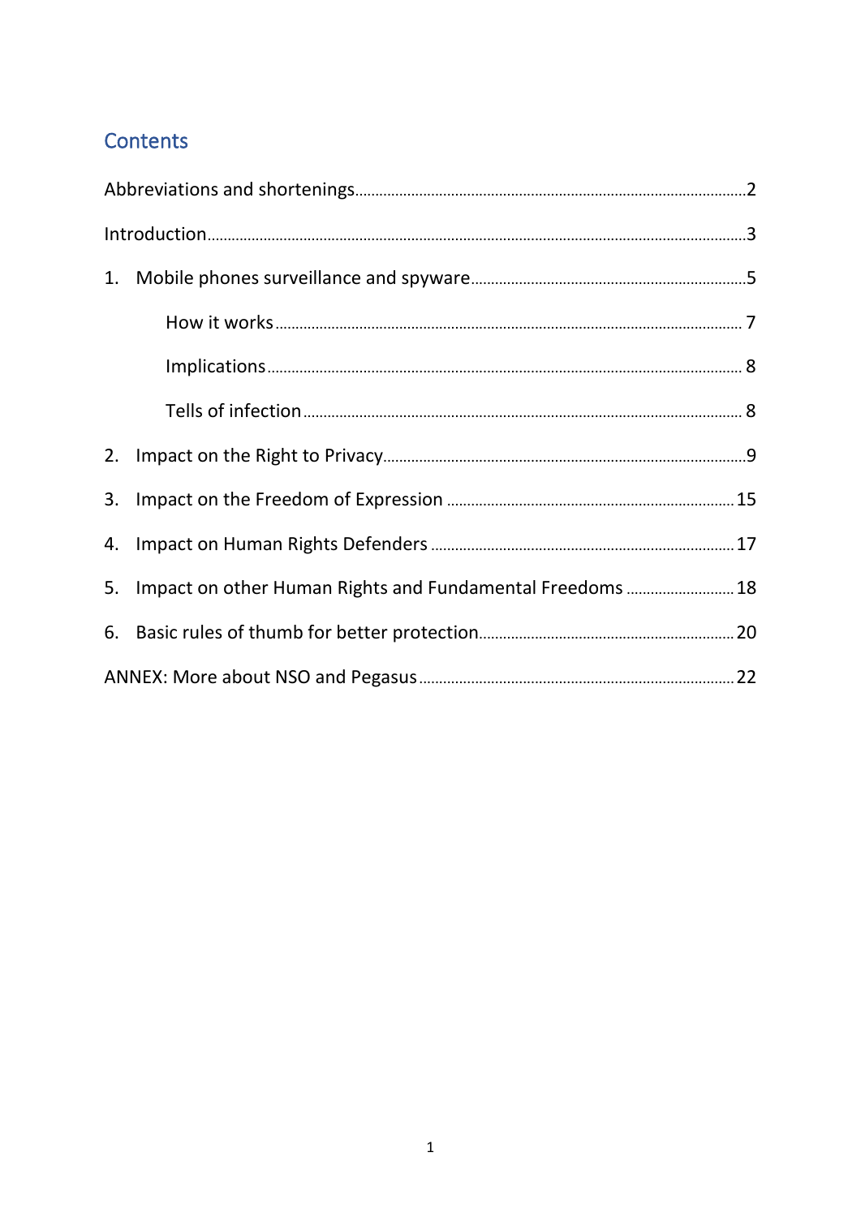## Contents

Abbreviations and shortenings .......... 2

Introduction .......... 3

1. Mobile phones surveillance and spyware .......... 5
    - How it works .......... 7
    - Implications .......... 8
    - Tells of infection .......... 8
2. Impact on the Right to Privacy .......... 9
3. Impact on the Freedom of Expression .......... 15
4. Impact on Human Rights Defenders .......... 17
5. Impact on other Human Rights and Fundamental Freedoms .......... 18
6. Basic rules of thumb for better protection .......... 20

ANNEX: More about NSO and Pegasus .......... 22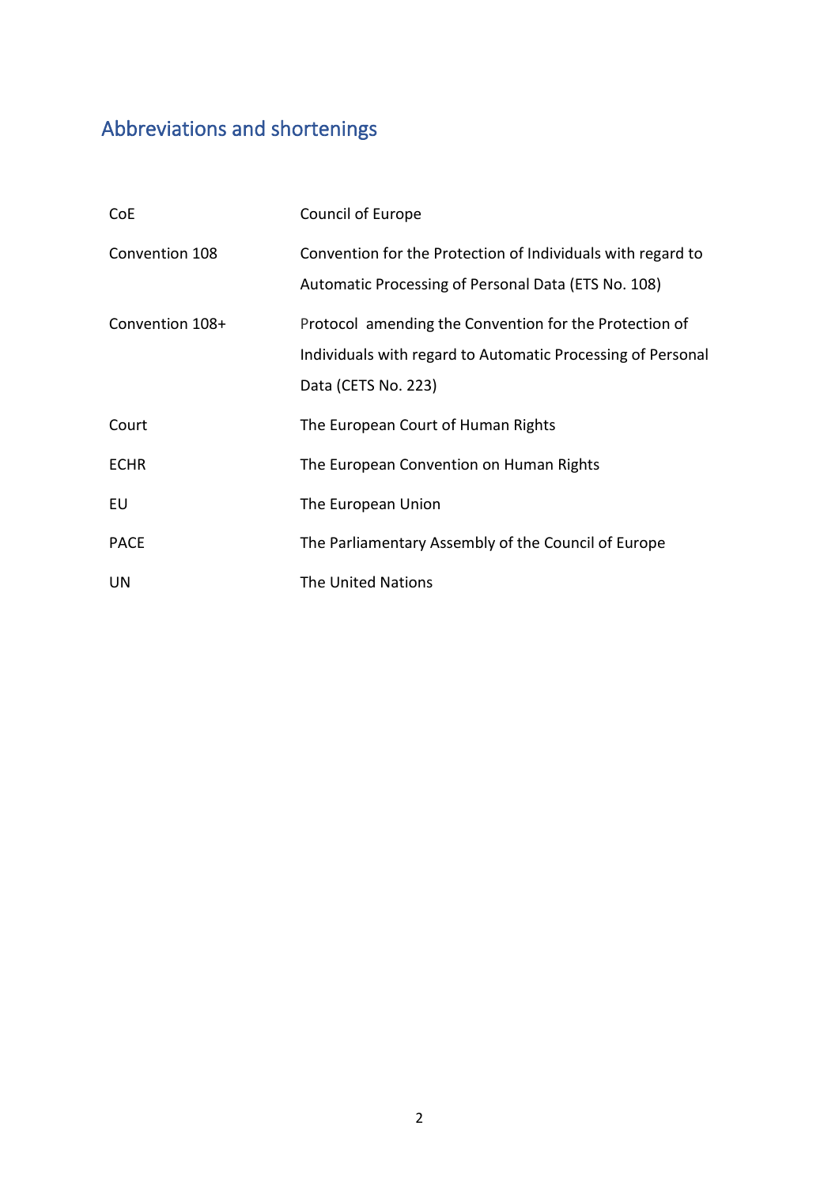## Abbreviations and shortenings

| | |
|---|---|
| CoE | Council of Europe |
| Convention 108 | Convention for the Protection of Individuals with regard to Automatic Processing of Personal Data (ETS No. 108) |
| Convention 108+ | Protocol amending the Convention for the Protection of Individuals with regard to Automatic Processing of Personal Data (CETS No. 223) |
| Court | The European Court of Human Rights |
| ECHR | The European Convention on Human Rights |
| EU | The European Union |
| PACE | The Parliamentary Assembly of the Council of Europe |
| UN | The United Nations |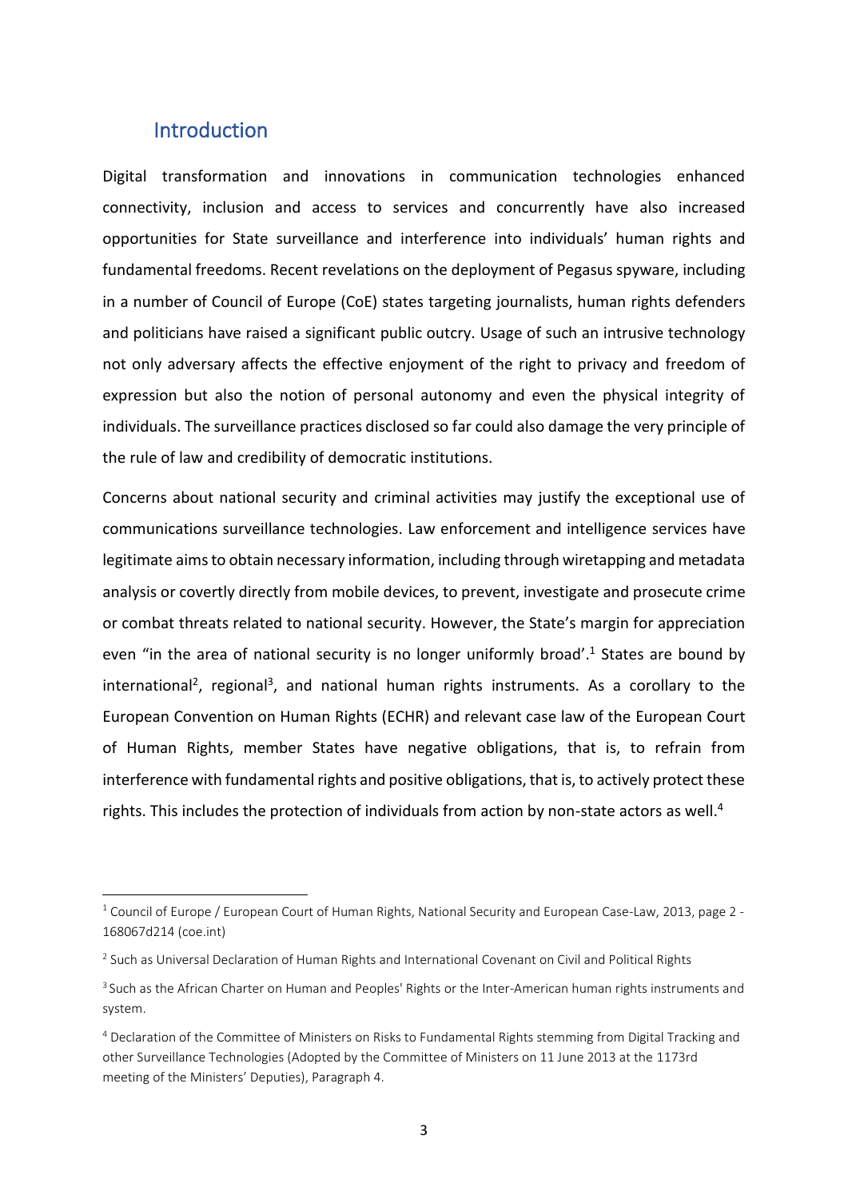## Introduction

Digital transformation and innovations in communication technologies enhanced connectivity, inclusion and access to services and concurrently have also increased opportunities for State surveillance and interference into individuals' human rights and fundamental freedoms. Recent revelations on the deployment of Pegasus spyware, including in a number of Council of Europe (CoE) states targeting journalists, human rights defenders and politicians have raised a significant public outcry. Usage of such an intrusive technology not only adversary affects the effective enjoyment of the right to privacy and freedom of expression but also the notion of personal autonomy and even the physical integrity of individuals. The surveillance practices disclosed so far could also damage the very principle of the rule of law and credibility of democratic institutions.

Concerns about national security and criminal activities may justify the exceptional use of communications surveillance technologies. Law enforcement and intelligence services have legitimate aims to obtain necessary information, including through wiretapping and metadata analysis or covertly directly from mobile devices, to prevent, investigate and prosecute crime or combat threats related to national security. However, the State's margin for appreciation even "in the area of national security is no longer uniformly broad'.[1] States are bound by international[2], regional[3], and national human rights instruments. As a corollary to the European Convention on Human Rights (ECHR) and relevant case law of the European Court of Human Rights, member States have negative obligations, that is, to refrain from interference with fundamental rights and positive obligations, that is, to actively protect these rights. This includes the protection of individuals from action by non-state actors as well.[4]

---

[1] Council of Europe / European Court of Human Rights, National Security and European Case-Law, 2013, page 2 - 168067d214 (coe.int)

[2] Such as Universal Declaration of Human Rights and International Covenant on Civil and Political Rights

[3] Such as the African Charter on Human and Peoples' Rights or the Inter-American human rights instruments and system.

[4] Declaration of the Committee of Ministers on Risks to Fundamental Rights stemming from Digital Tracking and other Surveillance Technologies (Adopted by the Committee of Ministers on 11 June 2013 at the 1173rd meeting of the Ministers' Deputies), Paragraph 4.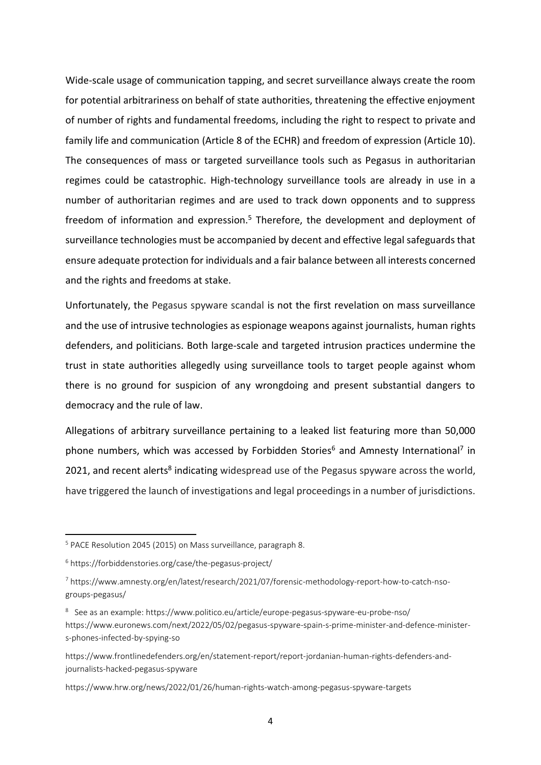Wide-scale usage of communication tapping, and secret surveillance always create the room for potential arbitrariness on behalf of state authorities, threatening the effective enjoyment of number of rights and fundamental freedoms, including the right to respect to private and family life and communication (Article 8 of the ECHR) and freedom of expression (Article 10). The consequences of mass or targeted surveillance tools such as Pegasus in authoritarian regimes could be catastrophic. High-technology surveillance tools are already in use in a number of authoritarian regimes and are used to track down opponents and to suppress freedom of information and expression.[5] Therefore, the development and deployment of surveillance technologies must be accompanied by decent and effective legal safeguards that ensure adequate protection for individuals and a fair balance between all interests concerned and the rights and freedoms at stake.

Unfortunately, the Pegasus spyware scandal is not the first revelation on mass surveillance and the use of intrusive technologies as espionage weapons against journalists, human rights defenders, and politicians. Both large-scale and targeted intrusion practices undermine the trust in state authorities allegedly using surveillance tools to target people against whom there is no ground for suspicion of any wrongdoing and present substantial dangers to democracy and the rule of law.

Allegations of arbitrary surveillance pertaining to a leaked list featuring more than 50,000 phone numbers, which was accessed by Forbidden Stories[6] and Amnesty International[7] in 2021, and recent alerts[8] indicating widespread use of the Pegasus spyware across the world, have triggered the launch of investigations and legal proceedings in a number of jurisdictions.

---

[5] PACE Resolution 2045 (2015) on Mass surveillance, paragraph 8.

[6] https://forbiddenstories.org/case/the-pegasus-project/

[7] https://www.amnesty.org/en/latest/research/2021/07/forensic-methodology-report-how-to-catch-nso-groups-pegasus/

[8] See as an example: https://www.politico.eu/article/europe-pegasus-spyware-eu-probe-nso/ https://www.euronews.com/next/2022/05/02/pegasus-spyware-spain-s-prime-minister-and-defence-minister-s-phones-infected-by-spying-so

https://www.frontlinedefenders.org/en/statement-report/report-jordanian-human-rights-defenders-and-journalists-hacked-pegasus-spyware

https://www.hrw.org/news/2022/01/26/human-rights-watch-among-pegasus-spyware-targets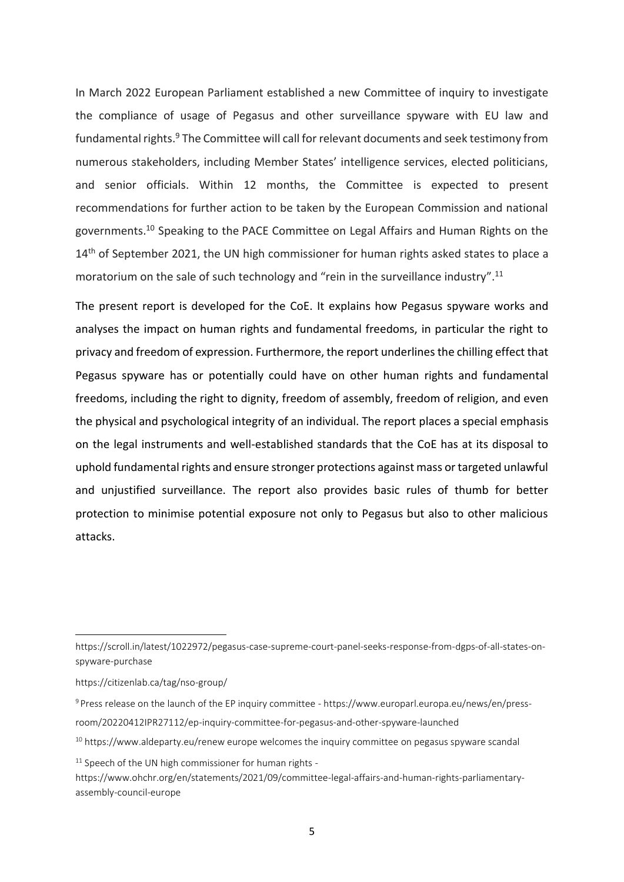In March 2022 European Parliament established a new Committee of inquiry to investigate the compliance of usage of Pegasus and other surveillance spyware with EU law and fundamental rights.[9] The Committee will call for relevant documents and seek testimony from numerous stakeholders, including Member States' intelligence services, elected politicians, and senior officials. Within 12 months, the Committee is expected to present recommendations for further action to be taken by the European Commission and national governments.[10] Speaking to the PACE Committee on Legal Affairs and Human Rights on the 14th of September 2021, the UN high commissioner for human rights asked states to place a moratorium on the sale of such technology and "rein in the surveillance industry".[11]

The present report is developed for the CoE. It explains how Pegasus spyware works and analyses the impact on human rights and fundamental freedoms, in particular the right to privacy and freedom of expression. Furthermore, the report underlines the chilling effect that Pegasus spyware has or potentially could have on other human rights and fundamental freedoms, including the right to dignity, freedom of assembly, freedom of religion, and even the physical and psychological integrity of an individual. The report places a special emphasis on the legal instruments and well-established standards that the CoE has at its disposal to uphold fundamental rights and ensure stronger protections against mass or targeted unlawful and unjustified surveillance. The report also provides basic rules of thumb for better protection to minimise potential exposure not only to Pegasus but also to other malicious attacks.

---

https://scroll.in/latest/1022972/pegasus-case-supreme-court-panel-seeks-response-from-dgps-of-all-states-on-spyware-purchase

https://citizenlab.ca/tag/nso-group/

[9] Press release on the launch of the EP inquiry committee - https://www.europarl.europa.eu/news/en/press-room/20220412IPR27112/ep-inquiry-committee-for-pegasus-and-other-spyware-launched

[10] https://www.aldeparty.eu/renew europe welcomes the inquiry committee on pegasus spyware scandal

[11] Speech of the UN high commissioner for human rights - https://www.ohchr.org/en/statements/2021/09/committee-legal-affairs-and-human-rights-parliamentary-assembly-council-europe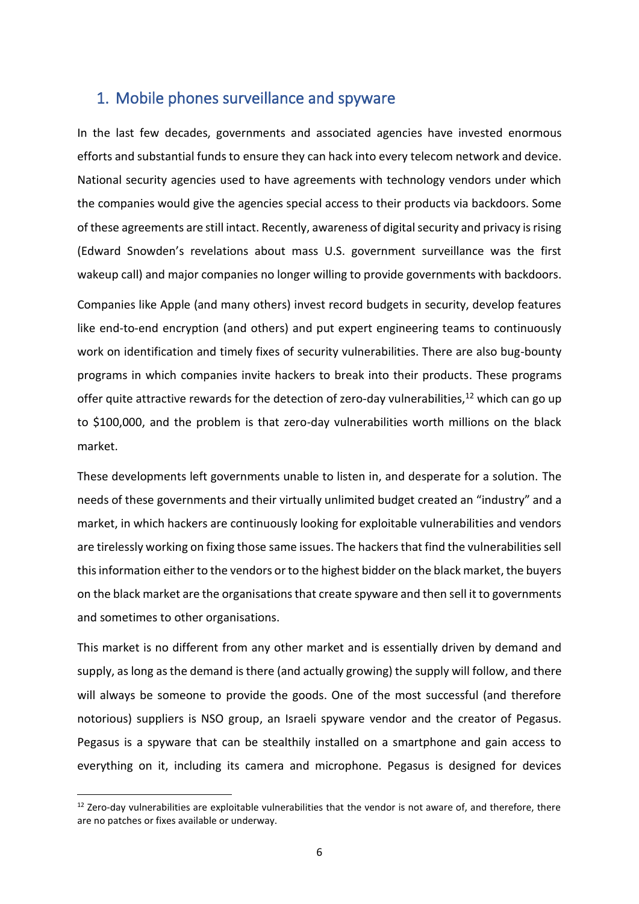## 1. Mobile phones surveillance and spyware

In the last few decades, governments and associated agencies have invested enormous efforts and substantial funds to ensure they can hack into every telecom network and device. National security agencies used to have agreements with technology vendors under which the companies would give the agencies special access to their products via backdoors. Some of these agreements are still intact. Recently, awareness of digital security and privacy is rising (Edward Snowden's revelations about mass U.S. government surveillance was the first wakeup call) and major companies no longer willing to provide governments with backdoors.

Companies like Apple (and many others) invest record budgets in security, develop features like end-to-end encryption (and others) and put expert engineering teams to continuously work on identification and timely fixes of security vulnerabilities. There are also bug-bounty programs in which companies invite hackers to break into their products. These programs offer quite attractive rewards for the detection of zero-day vulnerabilities,[12] which can go up to $100,000, and the problem is that zero-day vulnerabilities worth millions on the black market.

These developments left governments unable to listen in, and desperate for a solution. The needs of these governments and their virtually unlimited budget created an "industry" and a market, in which hackers are continuously looking for exploitable vulnerabilities and vendors are tirelessly working on fixing those same issues. The hackers that find the vulnerabilities sell this information either to the vendors or to the highest bidder on the black market, the buyers on the black market are the organisations that create spyware and then sell it to governments and sometimes to other organisations.

This market is no different from any other market and is essentially driven by demand and supply, as long as the demand is there (and actually growing) the supply will follow, and there will always be someone to provide the goods. One of the most successful (and therefore notorious) suppliers is NSO group, an Israeli spyware vendor and the creator of Pegasus. Pegasus is a spyware that can be stealthily installed on a smartphone and gain access to everything on it, including its camera and microphone. Pegasus is designed for devices

[12] Zero-day vulnerabilities are exploitable vulnerabilities that the vendor is not aware of, and therefore, there are no patches or fixes available or underway.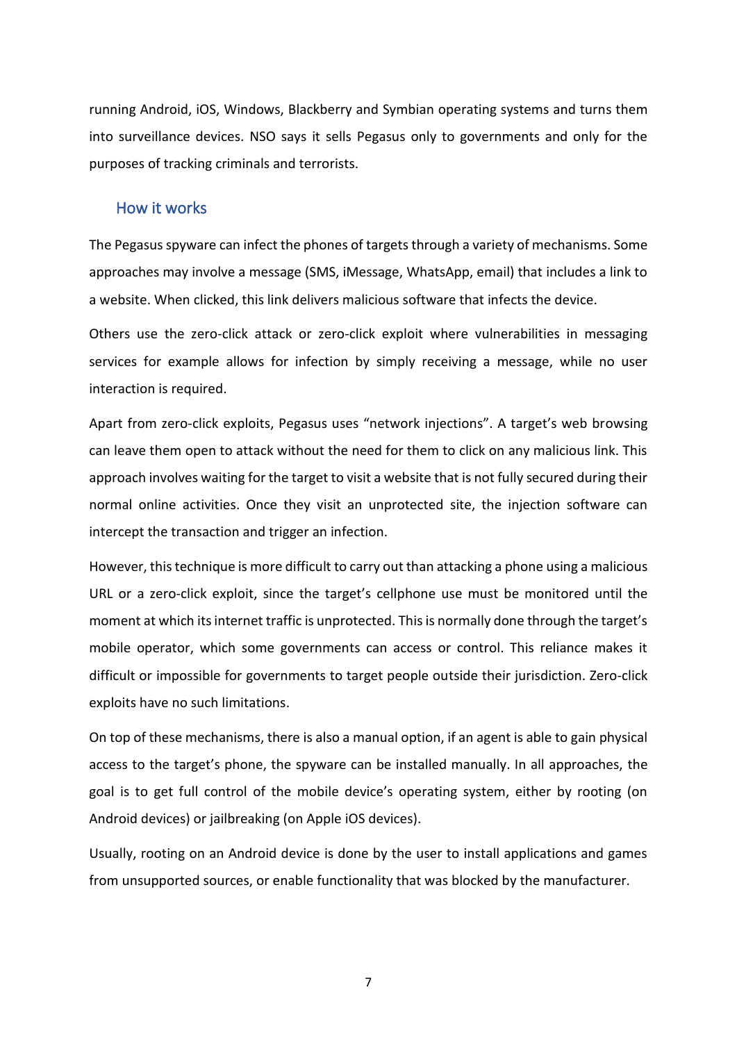running Android, iOS, Windows, Blackberry and Symbian operating systems and turns them into surveillance devices. NSO says it sells Pegasus only to governments and only for the purposes of tracking criminals and terrorists.

## How it works

The Pegasus spyware can infect the phones of targets through a variety of mechanisms. Some approaches may involve a message (SMS, iMessage, WhatsApp, email) that includes a link to a website. When clicked, this link delivers malicious software that infects the device.

Others use the zero-click attack or zero-click exploit where vulnerabilities in messaging services for example allows for infection by simply receiving a message, while no user interaction is required.

Apart from zero-click exploits, Pegasus uses "network injections". A target's web browsing can leave them open to attack without the need for them to click on any malicious link. This approach involves waiting for the target to visit a website that is not fully secured during their normal online activities. Once they visit an unprotected site, the injection software can intercept the transaction and trigger an infection.

However, this technique is more difficult to carry out than attacking a phone using a malicious URL or a zero-click exploit, since the target's cellphone use must be monitored until the moment at which its internet traffic is unprotected. This is normally done through the target's mobile operator, which some governments can access or control. This reliance makes it difficult or impossible for governments to target people outside their jurisdiction. Zero-click exploits have no such limitations.

On top of these mechanisms, there is also a manual option, if an agent is able to gain physical access to the target's phone, the spyware can be installed manually. In all approaches, the goal is to get full control of the mobile device's operating system, either by rooting (on Android devices) or jailbreaking (on Apple iOS devices).

Usually, rooting on an Android device is done by the user to install applications and games from unsupported sources, or enable functionality that was blocked by the manufacturer.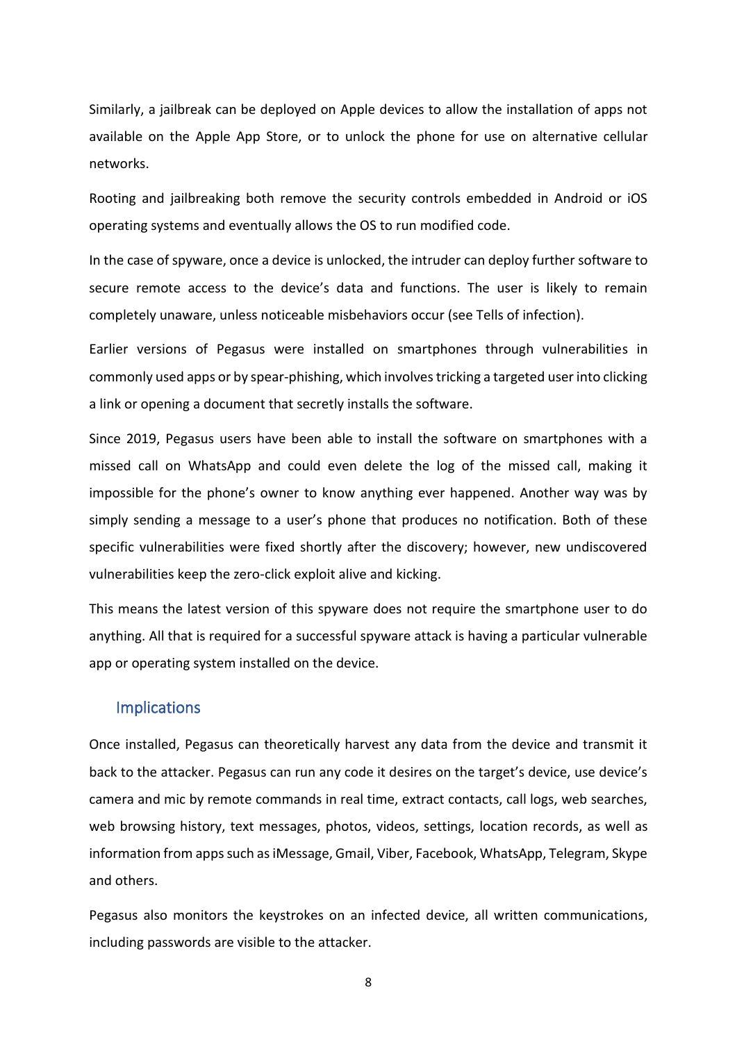Similarly, a jailbreak can be deployed on Apple devices to allow the installation of apps not available on the Apple App Store, or to unlock the phone for use on alternative cellular networks.

Rooting and jailbreaking both remove the security controls embedded in Android or iOS operating systems and eventually allows the OS to run modified code.

In the case of spyware, once a device is unlocked, the intruder can deploy further software to secure remote access to the device's data and functions. The user is likely to remain completely unaware, unless noticeable misbehaviors occur (see Tells of infection).

Earlier versions of Pegasus were installed on smartphones through vulnerabilities in commonly used apps or by spear-phishing, which involves tricking a targeted user into clicking a link or opening a document that secretly installs the software.

Since 2019, Pegasus users have been able to install the software on smartphones with a missed call on WhatsApp and could even delete the log of the missed call, making it impossible for the phone's owner to know anything ever happened. Another way was by simply sending a message to a user's phone that produces no notification. Both of these specific vulnerabilities were fixed shortly after the discovery; however, new undiscovered vulnerabilities keep the zero-click exploit alive and kicking.

This means the latest version of this spyware does not require the smartphone user to do anything. All that is required for a successful spyware attack is having a particular vulnerable app or operating system installed on the device.

## Implications

Once installed, Pegasus can theoretically harvest any data from the device and transmit it back to the attacker. Pegasus can run any code it desires on the target's device, use device's camera and mic by remote commands in real time, extract contacts, call logs, web searches, web browsing history, text messages, photos, videos, settings, location records, as well as information from apps such as iMessage, Gmail, Viber, Facebook, WhatsApp, Telegram, Skype and others.

Pegasus also monitors the keystrokes on an infected device, all written communications, including passwords are visible to the attacker.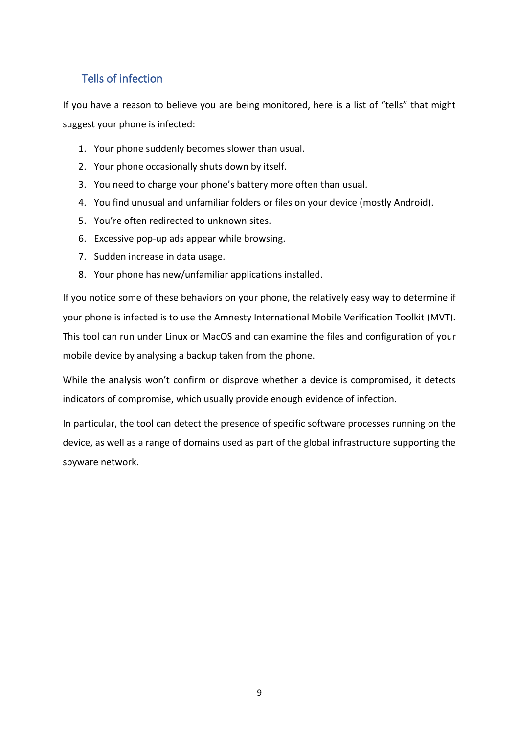## Tells of infection

If you have a reason to believe you are being monitored, here is a list of "tells" that might suggest your phone is infected:

1. Your phone suddenly becomes slower than usual.
2. Your phone occasionally shuts down by itself.
3. You need to charge your phone's battery more often than usual.
4. You find unusual and unfamiliar folders or files on your device (mostly Android).
5. You're often redirected to unknown sites.
6. Excessive pop-up ads appear while browsing.
7. Sudden increase in data usage.
8. Your phone has new/unfamiliar applications installed.

If you notice some of these behaviors on your phone, the relatively easy way to determine if your phone is infected is to use the Amnesty International Mobile Verification Toolkit (MVT). This tool can run under Linux or MacOS and can examine the files and configuration of your mobile device by analysing a backup taken from the phone.

While the analysis won't confirm or disprove whether a device is compromised, it detects indicators of compromise, which usually provide enough evidence of infection.

In particular, the tool can detect the presence of specific software processes running on the device, as well as a range of domains used as part of the global infrastructure supporting the spyware network.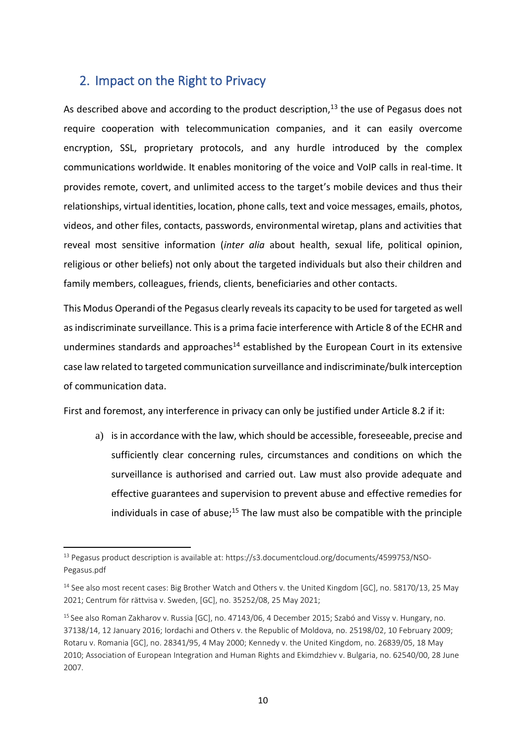## 2. Impact on the Right to Privacy

As described above and according to the product description,[13] the use of Pegasus does not require cooperation with telecommunication companies, and it can easily overcome encryption, SSL, proprietary protocols, and any hurdle introduced by the complex communications worldwide. It enables monitoring of the voice and VoIP calls in real-time. It provides remote, covert, and unlimited access to the target's mobile devices and thus their relationships, virtual identities, location, phone calls, text and voice messages, emails, photos, videos, and other files, contacts, passwords, environmental wiretap, plans and activities that reveal most sensitive information (*inter alia* about health, sexual life, political opinion, religious or other beliefs) not only about the targeted individuals but also their children and family members, colleagues, friends, clients, beneficiaries and other contacts.

This Modus Operandi of the Pegasus clearly reveals its capacity to be used for targeted as well as indiscriminate surveillance. This is a prima facie interference with Article 8 of the ECHR and undermines standards and approaches[14] established by the European Court in its extensive case law related to targeted communication surveillance and indiscriminate/bulk interception of communication data.

First and foremost, any interference in privacy can only be justified under Article 8.2 if it:

a) is in accordance with the law, which should be accessible, foreseeable, precise and sufficiently clear concerning rules, circumstances and conditions on which the surveillance is authorised and carried out. Law must also provide adequate and effective guarantees and supervision to prevent abuse and effective remedies for individuals in case of abuse;[15] The law must also be compatible with the principle

---

[13] Pegasus product description is available at: https://s3.documentcloud.org/documents/4599753/NSO-Pegasus.pdf

[14] See also most recent cases: Big Brother Watch and Others v. the United Kingdom [GC], no. 58170/13, 25 May 2021; Centrum för rättvisa v. Sweden, [GC], no. 35252/08, 25 May 2021;

[15] See also Roman Zakharov v. Russia [GC], no. 47143/06, 4 December 2015; Szabó and Vissy v. Hungary, no. 37138/14, 12 January 2016; Iordachi and Others v. the Republic of Moldova, no. 25198/02, 10 February 2009; Rotaru v. Romania [GC], no. 28341/95, 4 May 2000; Kennedy v. the United Kingdom, no. 26839/05, 18 May 2010; Association of European Integration and Human Rights and Ekimdzhiev v. Bulgaria, no. 62540/00, 28 June 2007.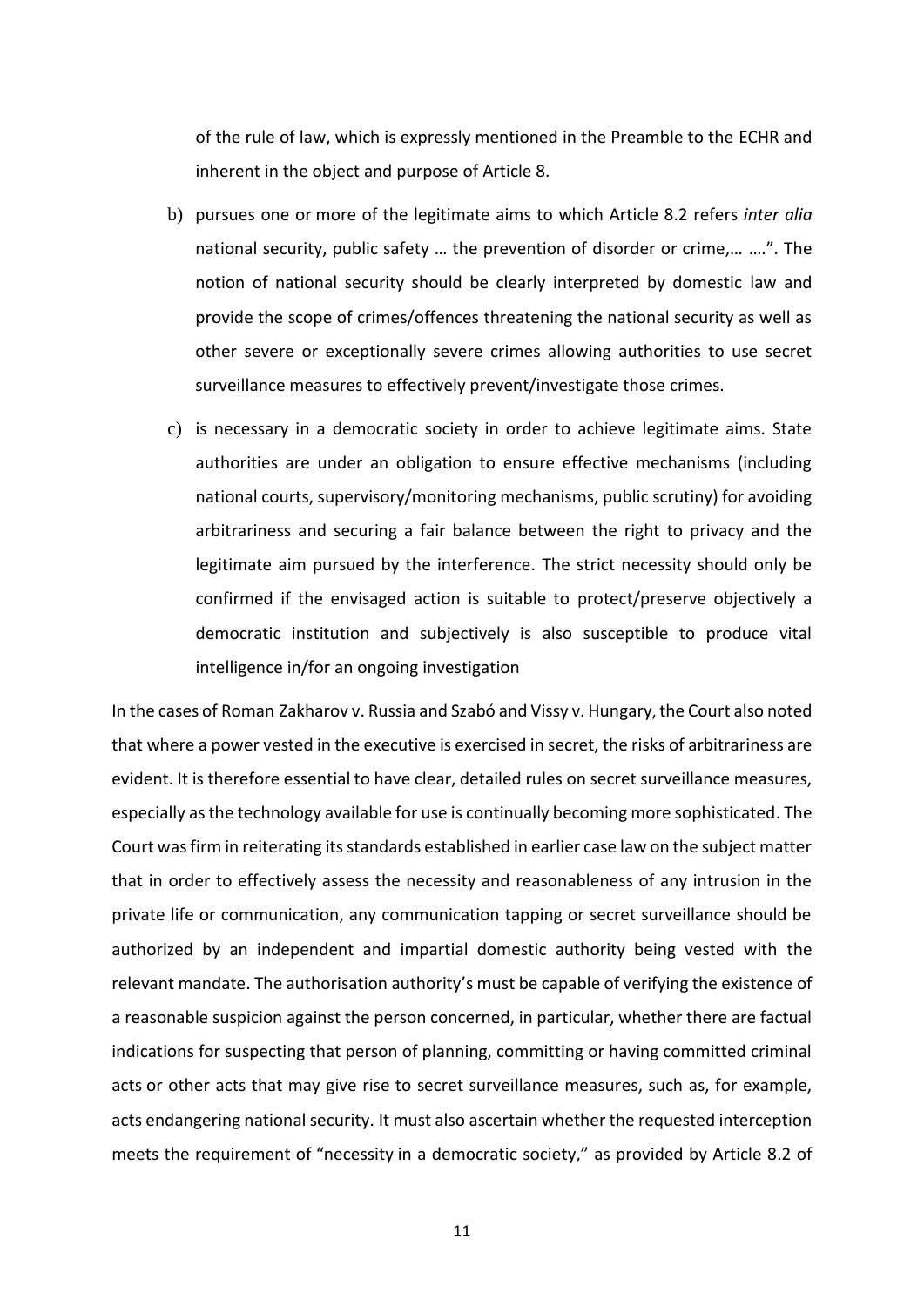of the rule of law, which is expressly mentioned in the Preamble to the ECHR and inherent in the object and purpose of Article 8.

b) pursues one or more of the legitimate aims to which Article 8.2 refers *inter alia* national security, public safety … the prevention of disorder or crime,… ….". The notion of national security should be clearly interpreted by domestic law and provide the scope of crimes/offences threatening the national security as well as other severe or exceptionally severe crimes allowing authorities to use secret surveillance measures to effectively prevent/investigate those crimes.

c) is necessary in a democratic society in order to achieve legitimate aims. State authorities are under an obligation to ensure effective mechanisms (including national courts, supervisory/monitoring mechanisms, public scrutiny) for avoiding arbitrariness and securing a fair balance between the right to privacy and the legitimate aim pursued by the interference. The strict necessity should only be confirmed if the envisaged action is suitable to protect/preserve objectively a democratic institution and subjectively is also susceptible to produce vital intelligence in/for an ongoing investigation

In the cases of Roman Zakharov v. Russia and Szabó and Vissy v. Hungary, the Court also noted that where a power vested in the executive is exercised in secret, the risks of arbitrariness are evident. It is therefore essential to have clear, detailed rules on secret surveillance measures, especially as the technology available for use is continually becoming more sophisticated. The Court was firm in reiterating its standards established in earlier case law on the subject matter that in order to effectively assess the necessity and reasonableness of any intrusion in the private life or communication, any communication tapping or secret surveillance should be authorized by an independent and impartial domestic authority being vested with the relevant mandate. The authorisation authority's must be capable of verifying the existence of a reasonable suspicion against the person concerned, in particular, whether there are factual indications for suspecting that person of planning, committing or having committed criminal acts or other acts that may give rise to secret surveillance measures, such as, for example, acts endangering national security. It must also ascertain whether the requested interception meets the requirement of "necessity in a democratic society," as provided by Article 8.2 of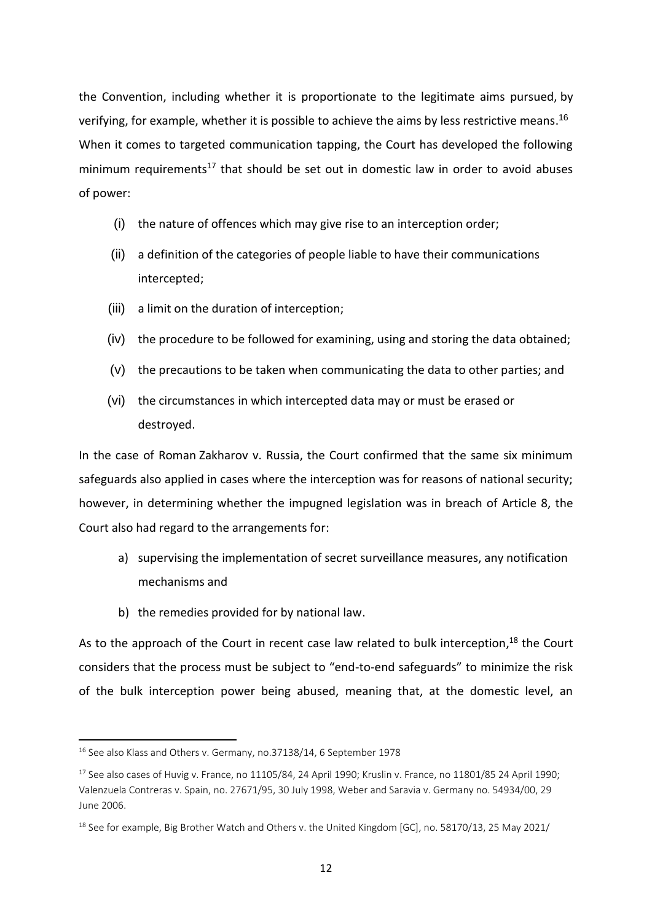the Convention, including whether it is proportionate to the legitimate aims pursued, by verifying, for example, whether it is possible to achieve the aims by less restrictive means.[16] When it comes to targeted communication tapping, the Court has developed the following minimum requirements[17] that should be set out in domestic law in order to avoid abuses of power:

(i) the nature of offences which may give rise to an interception order;

(ii) a definition of the categories of people liable to have their communications intercepted;

(iii) a limit on the duration of interception;

(iv) the procedure to be followed for examining, using and storing the data obtained;

(v) the precautions to be taken when communicating the data to other parties; and

(vi) the circumstances in which intercepted data may or must be erased or destroyed.

In the case of Roman Zakharov v. Russia, the Court confirmed that the same six minimum safeguards also applied in cases where the interception was for reasons of national security; however, in determining whether the impugned legislation was in breach of Article 8, the Court also had regard to the arrangements for:

a) supervising the implementation of secret surveillance measures, any notification mechanisms and
b) the remedies provided for by national law.

As to the approach of the Court in recent case law related to bulk interception,[18] the Court considers that the process must be subject to "end-to-end safeguards" to minimize the risk of the bulk interception power being abused, meaning that, at the domestic level, an

---

[16] See also Klass and Others v. Germany, no.37138/14, 6 September 1978

[17] See also cases of Huvig v. France, no 11105/84, 24 April 1990; Kruslin v. France, no 11801/85 24 April 1990; Valenzuela Contreras v. Spain, no. 27671/95, 30 July 1998, Weber and Saravia v. Germany no. 54934/00, 29 June 2006.

[18] See for example, Big Brother Watch and Others v. the United Kingdom [GC], no. 58170/13, 25 May 2021/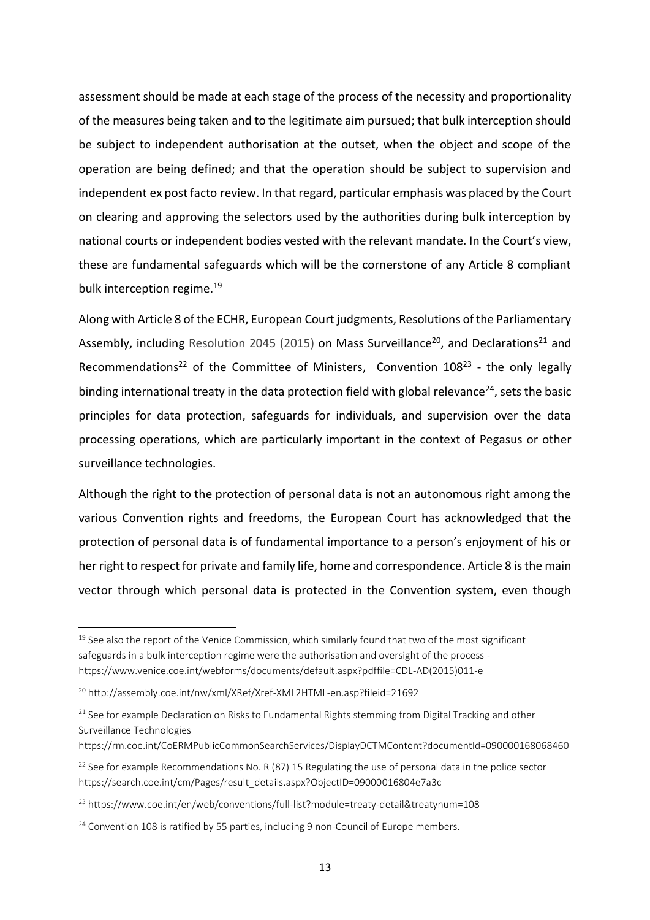assessment should be made at each stage of the process of the necessity and proportionality of the measures being taken and to the legitimate aim pursued; that bulk interception should be subject to independent authorisation at the outset, when the object and scope of the operation are being defined; and that the operation should be subject to supervision and independent ex post facto review. In that regard, particular emphasis was placed by the Court on clearing and approving the selectors used by the authorities during bulk interception by national courts or independent bodies vested with the relevant mandate. In the Court's view, these are fundamental safeguards which will be the cornerstone of any Article 8 compliant bulk interception regime.[19]

Along with Article 8 of the ECHR, European Court judgments, Resolutions of the Parliamentary Assembly, including Resolution 2045 (2015) on Mass Surveillance[20], and Declarations[21] and Recommendations[22] of the Committee of Ministers, Convention 108[23] - the only legally binding international treaty in the data protection field with global relevance[24], sets the basic principles for data protection, safeguards for individuals, and supervision over the data processing operations, which are particularly important in the context of Pegasus or other surveillance technologies.

Although the right to the protection of personal data is not an autonomous right among the various Convention rights and freedoms, the European Court has acknowledged that the protection of personal data is of fundamental importance to a person's enjoyment of his or her right to respect for private and family life, home and correspondence. Article 8 is the main vector through which personal data is protected in the Convention system, even though

---

[19] See also the report of the Venice Commission, which similarly found that two of the most significant safeguards in a bulk interception regime were the authorisation and oversight of the process - https://www.venice.coe.int/webforms/documents/default.aspx?pdffile=CDL-AD(2015)011-e

[20] http://assembly.coe.int/nw/xml/XRef/Xref-XML2HTML-en.asp?fileid=21692

[21] See for example Declaration on Risks to Fundamental Rights stemming from Digital Tracking and other Surveillance Technologies https://rm.coe.int/CoERMPublicCommonSearchServices/DisplayDCTMContent?documentId=090000168068460

[22] See for example Recommendations No. R (87) 15 Regulating the use of personal data in the police sector https://search.coe.int/cm/Pages/result_details.aspx?ObjectID=09000016804e7a3c

[23] https://www.coe.int/en/web/conventions/full-list?module=treaty-detail&treatynum=108

[24] Convention 108 is ratified by 55 parties, including 9 non-Council of Europe members.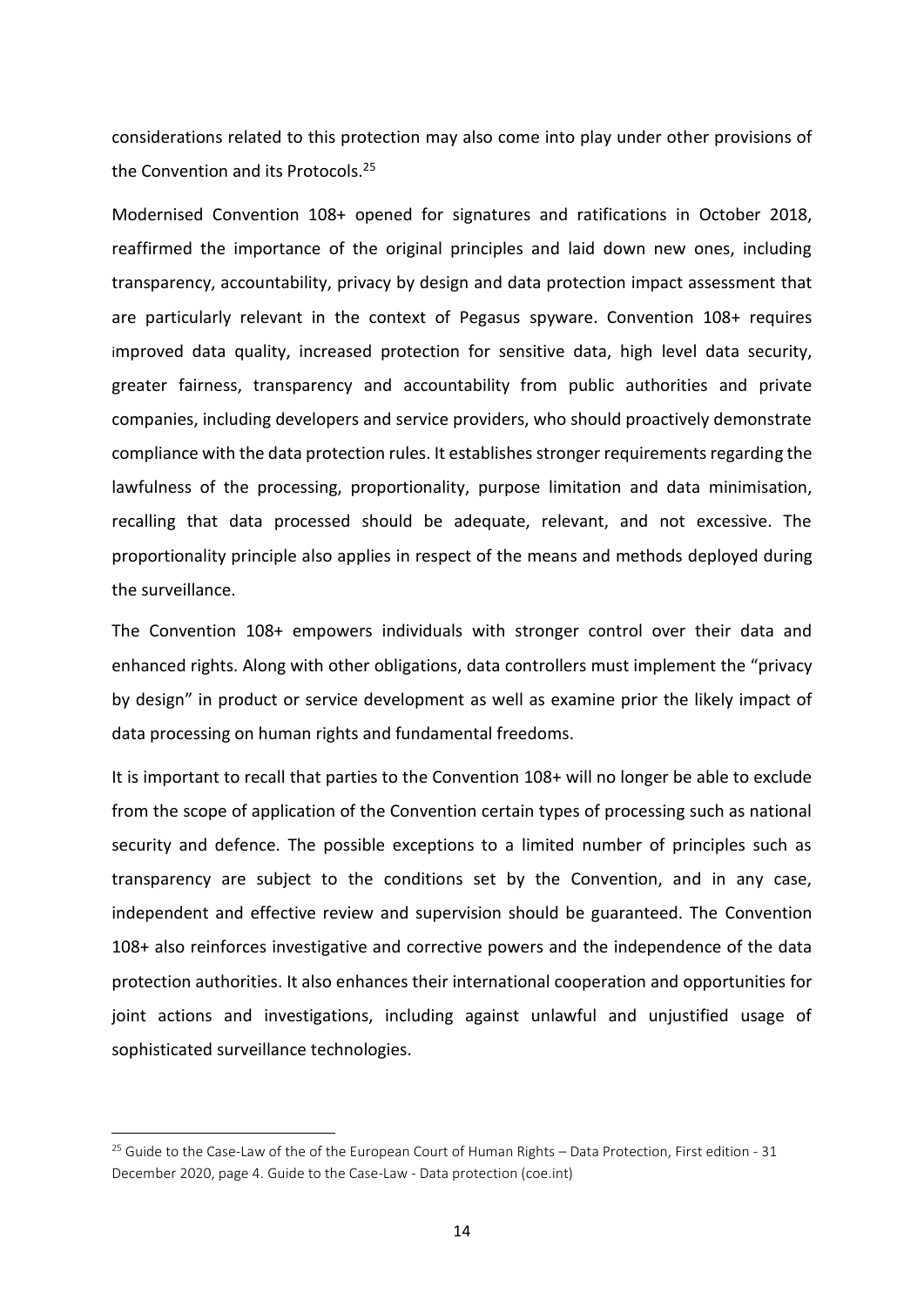considerations related to this protection may also come into play under other provisions of the Convention and its Protocols.[25]

Modernised Convention 108+ opened for signatures and ratifications in October 2018, reaffirmed the importance of the original principles and laid down new ones, including transparency, accountability, privacy by design and data protection impact assessment that are particularly relevant in the context of Pegasus spyware. Convention 108+ requires improved data quality, increased protection for sensitive data, high level data security, greater fairness, transparency and accountability from public authorities and private companies, including developers and service providers, who should proactively demonstrate compliance with the data protection rules. It establishes stronger requirements regarding the lawfulness of the processing, proportionality, purpose limitation and data minimisation, recalling that data processed should be adequate, relevant, and not excessive. The proportionality principle also applies in respect of the means and methods deployed during the surveillance.

The Convention 108+ empowers individuals with stronger control over their data and enhanced rights. Along with other obligations, data controllers must implement the "privacy by design" in product or service development as well as examine prior the likely impact of data processing on human rights and fundamental freedoms.

It is important to recall that parties to the Convention 108+ will no longer be able to exclude from the scope of application of the Convention certain types of processing such as national security and defence. The possible exceptions to a limited number of principles such as transparency are subject to the conditions set by the Convention, and in any case, independent and effective review and supervision should be guaranteed. The Convention 108+ also reinforces investigative and corrective powers and the independence of the data protection authorities. It also enhances their international cooperation and opportunities for joint actions and investigations, including against unlawful and unjustified usage of sophisticated surveillance technologies.

---

[25] Guide to the Case-Law of the of the European Court of Human Rights – Data Protection, First edition - 31 December 2020, page 4. Guide to the Case-Law - Data protection (coe.int)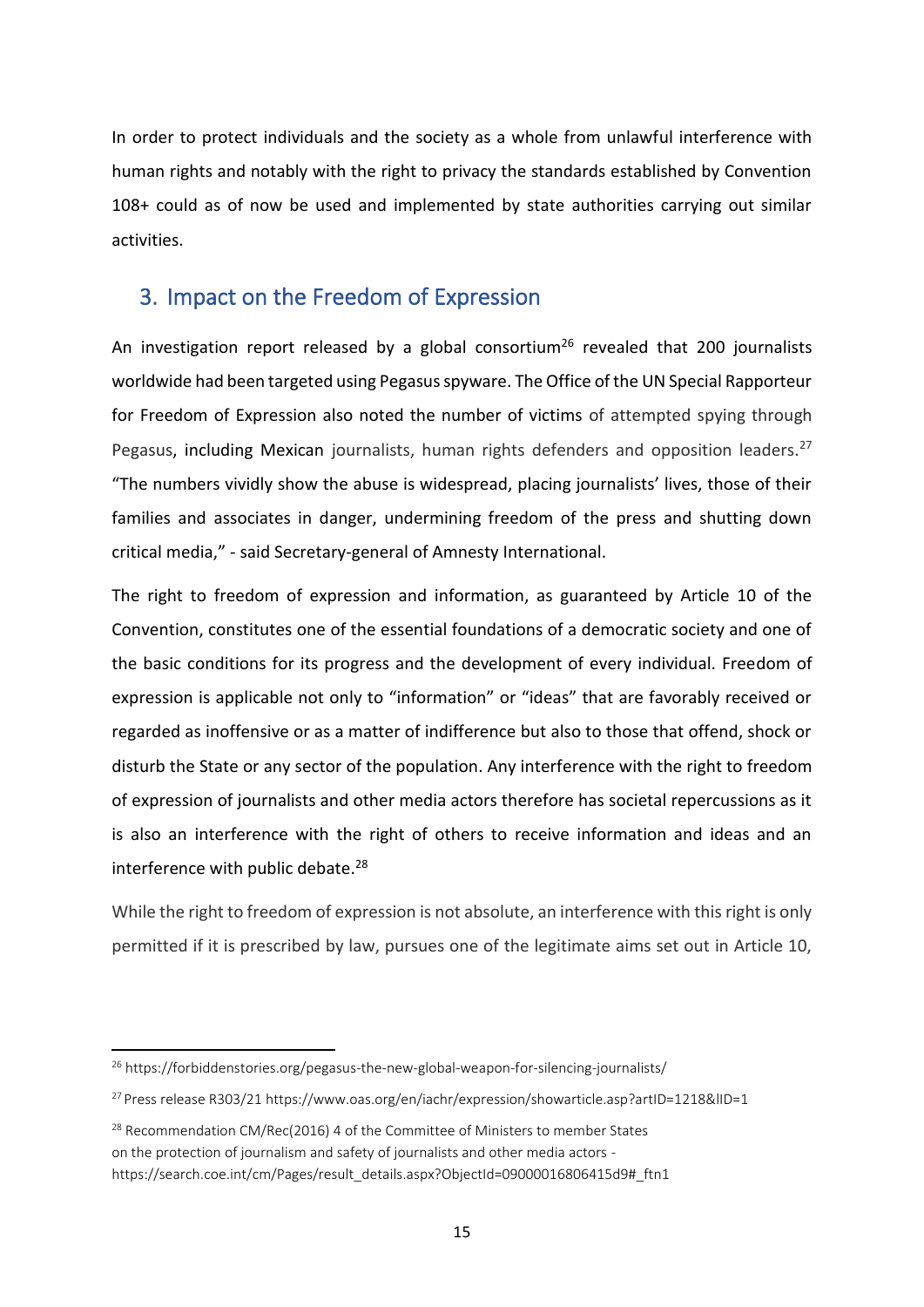In order to protect individuals and the society as a whole from unlawful interference with human rights and notably with the right to privacy the standards established by Convention 108+ could as of now be used and implemented by state authorities carrying out similar activities.

## 3. Impact on the Freedom of Expression

An investigation report released by a global consortium[26] revealed that 200 journalists worldwide had been targeted using Pegasus spyware. The Office of the UN Special Rapporteur for Freedom of Expression also noted the number of victims of attempted spying through Pegasus, including Mexican journalists, human rights defenders and opposition leaders.[27] "The numbers vividly show the abuse is widespread, placing journalists' lives, those of their families and associates in danger, undermining freedom of the press and shutting down critical media," - said Secretary-general of Amnesty International.

The right to freedom of expression and information, as guaranteed by Article 10 of the Convention, constitutes one of the essential foundations of a democratic society and one of the basic conditions for its progress and the development of every individual. Freedom of expression is applicable not only to "information" or "ideas" that are favorably received or regarded as inoffensive or as a matter of indifference but also to those that offend, shock or disturb the State or any sector of the population. Any interference with the right to freedom of expression of journalists and other media actors therefore has societal repercussions as it is also an interference with the right of others to receive information and ideas and an interference with public debate.[28]

While the right to freedom of expression is not absolute, an interference with this right is only permitted if it is prescribed by law, pursues one of the legitimate aims set out in Article 10,

---

[26] https://forbiddenstories.org/pegasus-the-new-global-weapon-for-silencing-journalists/

[27] Press release R303/21 https://www.oas.org/en/iachr/expression/showarticle.asp?artID=1218&lID=1

[28] Recommendation CM/Rec(2016) 4 of the Committee of Ministers to member States on the protection of journalism and safety of journalists and other media actors - https://search.coe.int/cm/Pages/result_details.aspx?ObjectId=09000016806415d9#_ftn1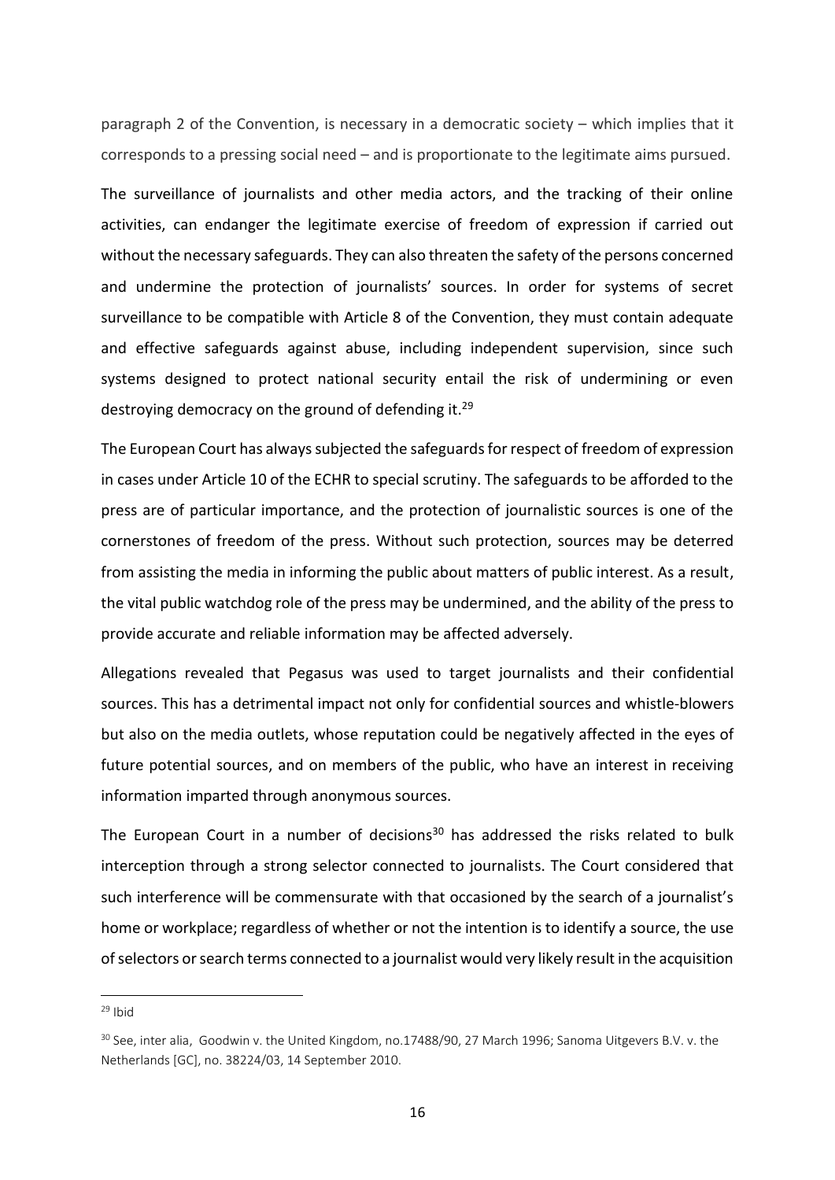paragraph 2 of the Convention, is necessary in a democratic society – which implies that it corresponds to a pressing social need – and is proportionate to the legitimate aims pursued.

The surveillance of journalists and other media actors, and the tracking of their online activities, can endanger the legitimate exercise of freedom of expression if carried out without the necessary safeguards. They can also threaten the safety of the persons concerned and undermine the protection of journalists' sources. In order for systems of secret surveillance to be compatible with Article 8 of the Convention, they must contain adequate and effective safeguards against abuse, including independent supervision, since such systems designed to protect national security entail the risk of undermining or even destroying democracy on the ground of defending it.[29]

The European Court has always subjected the safeguards for respect of freedom of expression in cases under Article 10 of the ECHR to special scrutiny. The safeguards to be afforded to the press are of particular importance, and the protection of journalistic sources is one of the cornerstones of freedom of the press. Without such protection, sources may be deterred from assisting the media in informing the public about matters of public interest. As a result, the vital public watchdog role of the press may be undermined, and the ability of the press to provide accurate and reliable information may be affected adversely.

Allegations revealed that Pegasus was used to target journalists and their confidential sources. This has a detrimental impact not only for confidential sources and whistle-blowers but also on the media outlets, whose reputation could be negatively affected in the eyes of future potential sources, and on members of the public, who have an interest in receiving information imparted through anonymous sources.

The European Court in a number of decisions[30] has addressed the risks related to bulk interception through a strong selector connected to journalists. The Court considered that such interference will be commensurate with that occasioned by the search of a journalist's home or workplace; regardless of whether or not the intention is to identify a source, the use of selectors or search terms connected to a journalist would very likely result in the acquisition

---

[29] Ibid

[30] See, inter alia, Goodwin v. the United Kingdom, no.17488/90, 27 March 1996; Sanoma Uitgevers B.V. v. the Netherlands [GC], no. 38224/03, 14 September 2010.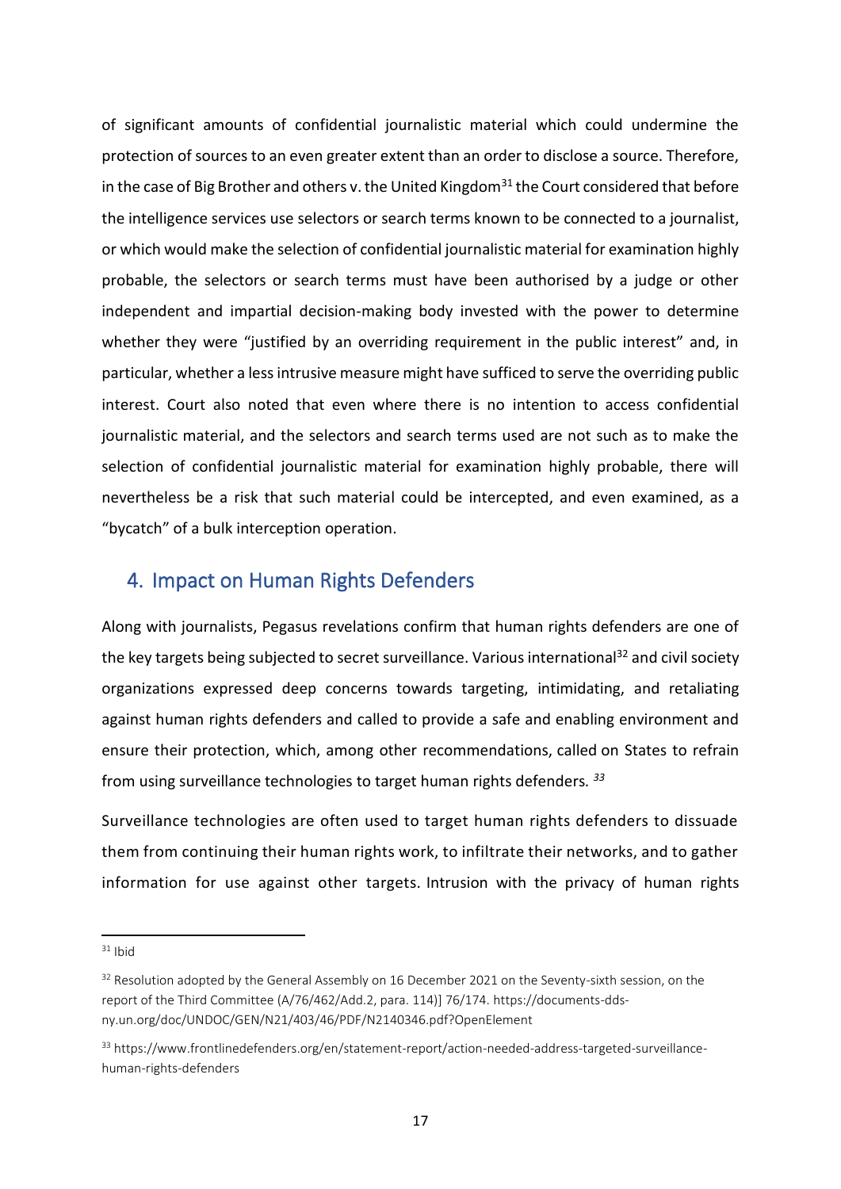of significant amounts of confidential journalistic material which could undermine the protection of sources to an even greater extent than an order to disclose a source. Therefore, in the case of Big Brother and others v. the United Kingdom[31] the Court considered that before the intelligence services use selectors or search terms known to be connected to a journalist, or which would make the selection of confidential journalistic material for examination highly probable, the selectors or search terms must have been authorised by a judge or other independent and impartial decision-making body invested with the power to determine whether they were "justified by an overriding requirement in the public interest" and, in particular, whether a less intrusive measure might have sufficed to serve the overriding public interest. Court also noted that even where there is no intention to access confidential journalistic material, and the selectors and search terms used are not such as to make the selection of confidential journalistic material for examination highly probable, there will nevertheless be a risk that such material could be intercepted, and even examined, as a "bycatch" of a bulk interception operation.

## 4. Impact on Human Rights Defenders

Along with journalists, Pegasus revelations confirm that human rights defenders are one of the key targets being subjected to secret surveillance. Various international[32] and civil society organizations expressed deep concerns towards targeting, intimidating, and retaliating against human rights defenders and called to provide a safe and enabling environment and ensure their protection, which, among other recommendations, called on States to refrain from using surveillance technologies to target human rights defenders. [33]

Surveillance technologies are often used to target human rights defenders to dissuade them from continuing their human rights work, to infiltrate their networks, and to gather information for use against other targets. Intrusion with the privacy of human rights

---

[31] Ibid

[32] Resolution adopted by the General Assembly on 16 December 2021 on the Seventy-sixth session, on the report of the Third Committee (A/76/462/Add.2, para. 114)] 76/174. https://documents-dds-ny.un.org/doc/UNDOC/GEN/N21/403/46/PDF/N2140346.pdf?OpenElement

[33] https://www.frontlinedefenders.org/en/statement-report/action-needed-address-targeted-surveillance-human-rights-defenders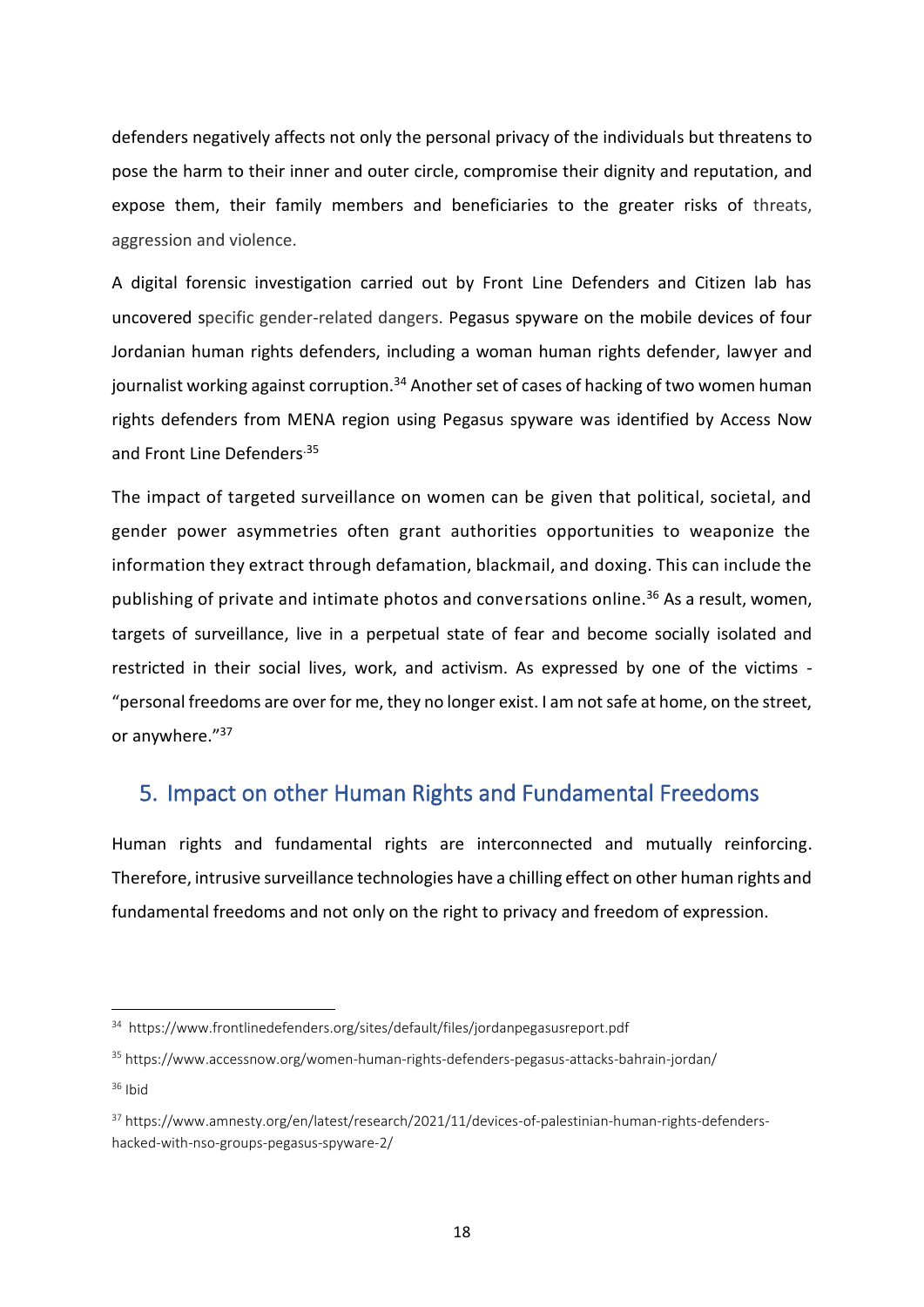defenders negatively affects not only the personal privacy of the individuals but threatens to pose the harm to their inner and outer circle, compromise their dignity and reputation, and expose them, their family members and beneficiaries to the greater risks of threats, aggression and violence.

A digital forensic investigation carried out by Front Line Defenders and Citizen lab has uncovered specific gender-related dangers. Pegasus spyware on the mobile devices of four Jordanian human rights defenders, including a woman human rights defender, lawyer and journalist working against corruption.[34] Another set of cases of hacking of two women human rights defenders from MENA region using Pegasus spyware was identified by Access Now and Front Line Defenders.[35]

The impact of targeted surveillance on women can be given that political, societal, and gender power asymmetries often grant authorities opportunities to weaponize the information they extract through defamation, blackmail, and doxing. This can include the publishing of private and intimate photos and conversations online.[36] As a result, women, targets of surveillance, live in a perpetual state of fear and become socially isolated and restricted in their social lives, work, and activism. As expressed by one of the victims - "personal freedoms are over for me, they no longer exist. I am not safe at home, on the street, or anywhere."[37]

## 5. Impact on other Human Rights and Fundamental Freedoms

Human rights and fundamental rights are interconnected and mutually reinforcing. Therefore, intrusive surveillance technologies have a chilling effect on other human rights and fundamental freedoms and not only on the right to privacy and freedom of expression.

---

[34] https://www.frontlinedefenders.org/sites/default/files/jordanpegasusreport.pdf

[35] https://www.accessnow.org/women-human-rights-defenders-pegasus-attacks-bahrain-jordan/

[36] Ibid

[37] https://www.amnesty.org/en/latest/research/2021/11/devices-of-palestinian-human-rights-defenders-hacked-with-nso-groups-pegasus-spyware-2/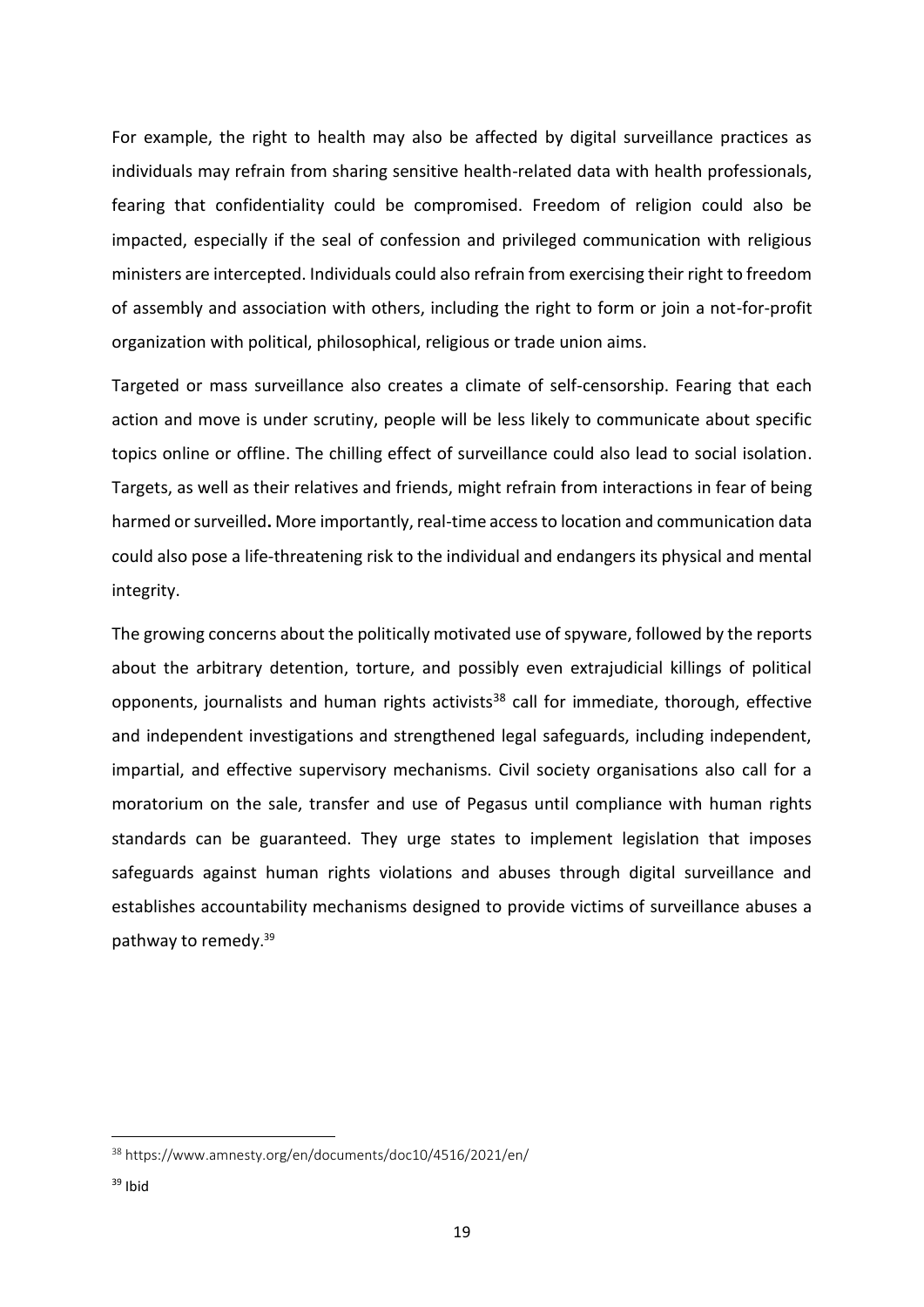For example, the right to health may also be affected by digital surveillance practices as individuals may refrain from sharing sensitive health-related data with health professionals, fearing that confidentiality could be compromised. Freedom of religion could also be impacted, especially if the seal of confession and privileged communication with religious ministers are intercepted. Individuals could also refrain from exercising their right to freedom of assembly and association with others, including the right to form or join a not-for-profit organization with political, philosophical, religious or trade union aims.

Targeted or mass surveillance also creates a climate of self-censorship. Fearing that each action and move is under scrutiny, people will be less likely to communicate about specific topics online or offline. The chilling effect of surveillance could also lead to social isolation. Targets, as well as their relatives and friends, might refrain from interactions in fear of being harmed or surveilled**.** More importantly, real-time access to location and communication data could also pose a life-threatening risk to the individual and endangers its physical and mental integrity.

The growing concerns about the politically motivated use of spyware, followed by the reports about the arbitrary detention, torture, and possibly even extrajudicial killings of political opponents, journalists and human rights activists[38] call for immediate, thorough, effective and independent investigations and strengthened legal safeguards, including independent, impartial, and effective supervisory mechanisms. Civil society organisations also call for a moratorium on the sale, transfer and use of Pegasus until compliance with human rights standards can be guaranteed. They urge states to implement legislation that imposes safeguards against human rights violations and abuses through digital surveillance and establishes accountability mechanisms designed to provide victims of surveillance abuses a pathway to remedy.[39]

---

[38] https://www.amnesty.org/en/documents/doc10/4516/2021/en/

[39] Ibid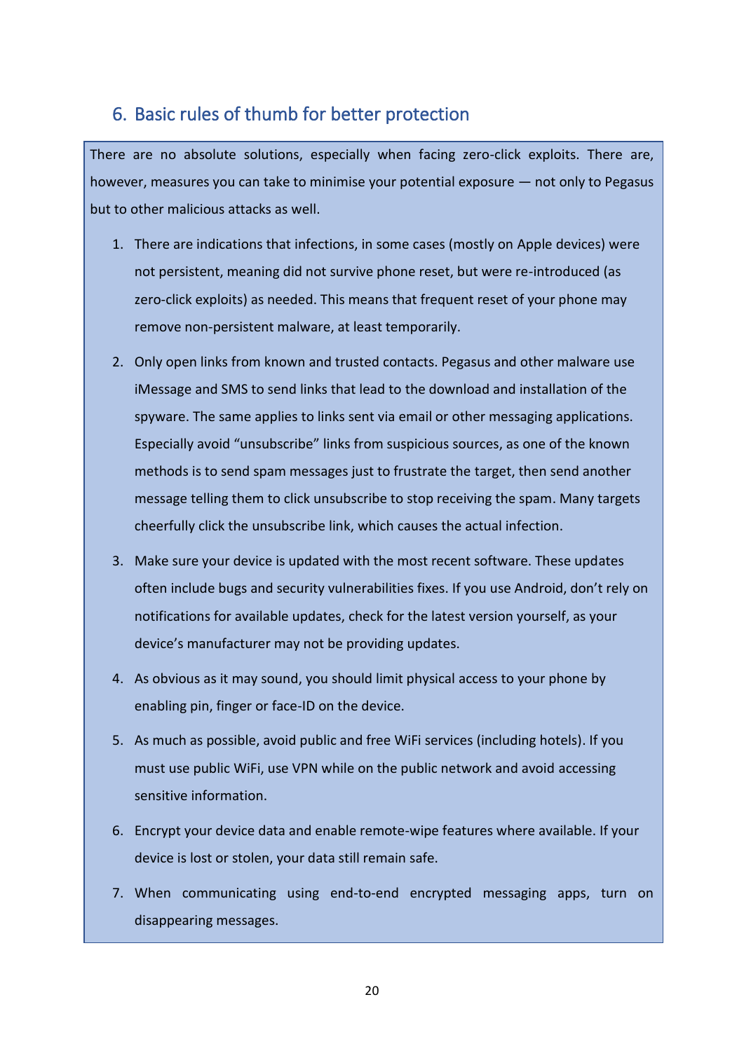## 6. Basic rules of thumb for better protection

There are no absolute solutions, especially when facing zero-click exploits. There are, however, measures you can take to minimise your potential exposure — not only to Pegasus but to other malicious attacks as well.

1. There are indications that infections, in some cases (mostly on Apple devices) were not persistent, meaning did not survive phone reset, but were re-introduced (as zero-click exploits) as needed. This means that frequent reset of your phone may remove non-persistent malware, at least temporarily.
2. Only open links from known and trusted contacts. Pegasus and other malware use iMessage and SMS to send links that lead to the download and installation of the spyware. The same applies to links sent via email or other messaging applications. Especially avoid "unsubscribe" links from suspicious sources, as one of the known methods is to send spam messages just to frustrate the target, then send another message telling them to click unsubscribe to stop receiving the spam. Many targets cheerfully click the unsubscribe link, which causes the actual infection.
3. Make sure your device is updated with the most recent software. These updates often include bugs and security vulnerabilities fixes. If you use Android, don't rely on notifications for available updates, check for the latest version yourself, as your device's manufacturer may not be providing updates.
4. As obvious as it may sound, you should limit physical access to your phone by enabling pin, finger or face-ID on the device.
5. As much as possible, avoid public and free WiFi services (including hotels). If you must use public WiFi, use VPN while on the public network and avoid accessing sensitive information.
6. Encrypt your device data and enable remote-wipe features where available. If your device is lost or stolen, your data still remain safe.
7. When communicating using end-to-end encrypted messaging apps, turn on disappearing messages.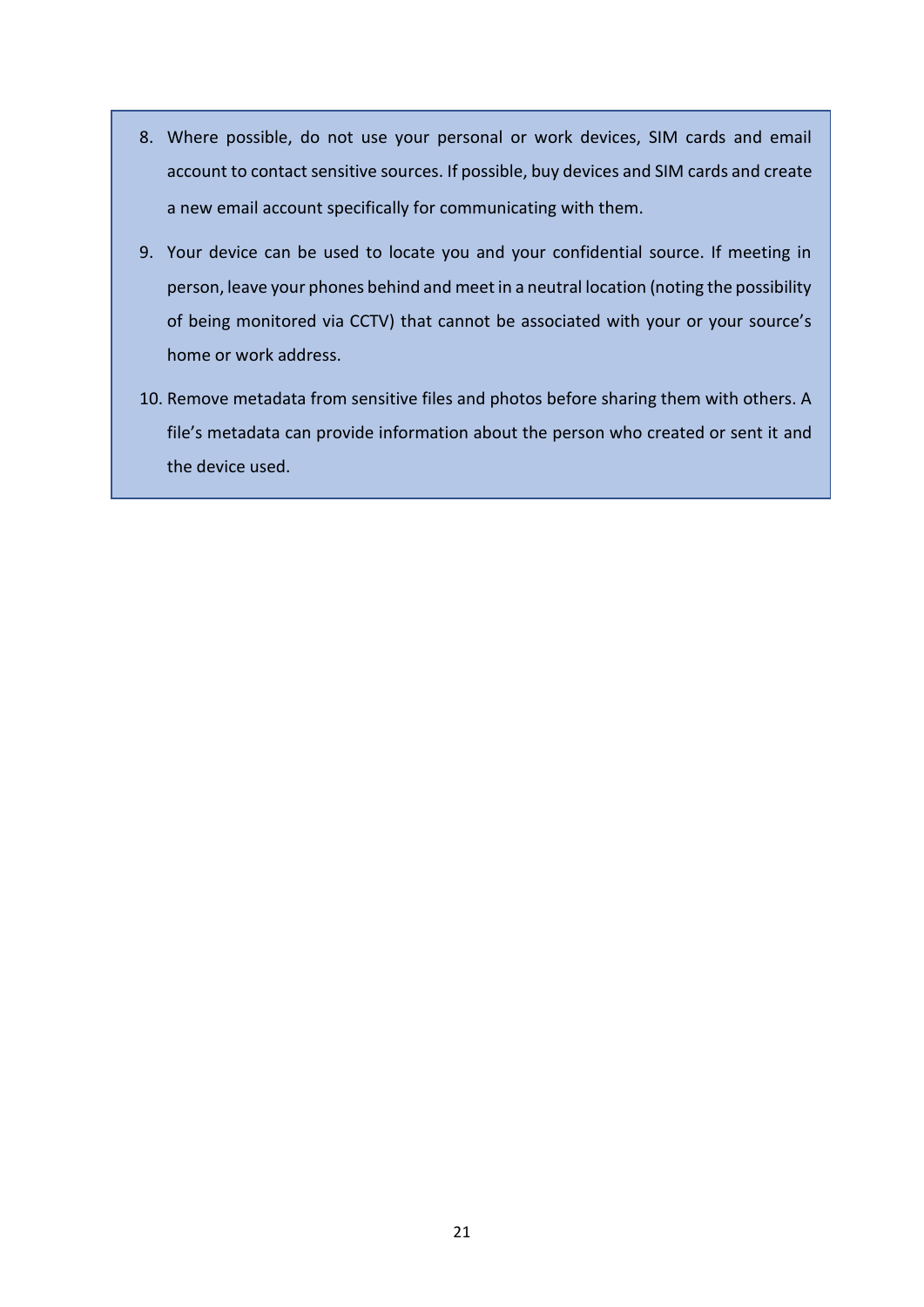8. Where possible, do not use your personal or work devices, SIM cards and email account to contact sensitive sources. If possible, buy devices and SIM cards and create a new email account specifically for communicating with them.
9. Your device can be used to locate you and your confidential source. If meeting in person, leave your phones behind and meet in a neutral location (noting the possibility of being monitored via CCTV) that cannot be associated with your or your source's home or work address.
10. Remove metadata from sensitive files and photos before sharing them with others. A file's metadata can provide information about the person who created or sent it and the device used.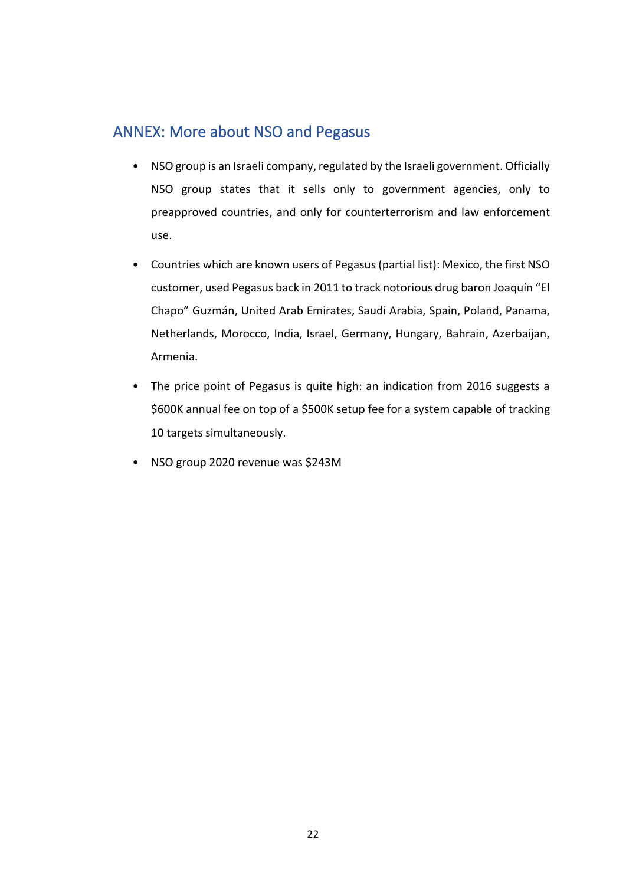## ANNEX: More about NSO and Pegasus

- NSO group is an Israeli company, regulated by the Israeli government. Officially NSO group states that it sells only to government agencies, only to preapproved countries, and only for counterterrorism and law enforcement use.
- Countries which are known users of Pegasus (partial list): Mexico, the first NSO customer, used Pegasus back in 2011 to track notorious drug baron Joaquín "El Chapo" Guzmán, United Arab Emirates, Saudi Arabia, Spain, Poland, Panama, Netherlands, Morocco, India, Israel, Germany, Hungary, Bahrain, Azerbaijan, Armenia.
- The price point of Pegasus is quite high: an indication from 2016 suggests a $600K annual fee on top of a $500K setup fee for a system capable of tracking 10 targets simultaneously.
- NSO group 2020 revenue was $243M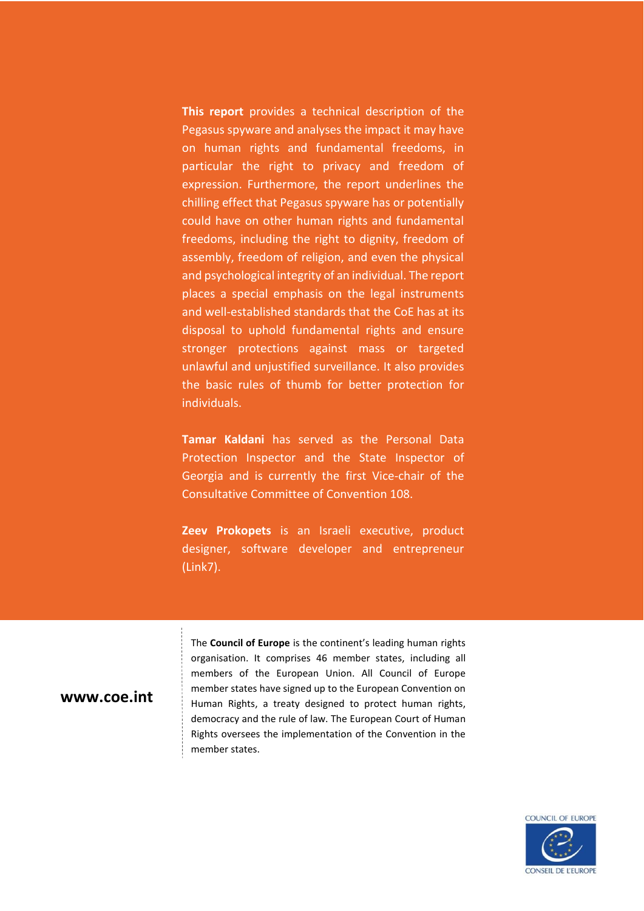**This report** provides a technical description of the Pegasus spyware and analyses the impact it may have on human rights and fundamental freedoms, in particular the right to privacy and freedom of expression. Furthermore, the report underlines the chilling effect that Pegasus spyware has or potentially could have on other human rights and fundamental freedoms, including the right to dignity, freedom of assembly, freedom of religion, and even the physical and psychological integrity of an individual. The report places a special emphasis on the legal instruments and well-established standards that the CoE has at its disposal to uphold fundamental rights and ensure stronger protections against mass or targeted unlawful and unjustified surveillance. It also provides the basic rules of thumb for better protection for individuals.

**Tamar Kaldani** has served as the Personal Data Protection Inspector and the State Inspector of Georgia and is currently the first Vice-chair of the Consultative Committee of Convention 108.

**Zeev Prokopets** is an Israeli executive, product designer, software developer and entrepreneur (Link7).

**www.coe.int**

The **Council of Europe** is the continent's leading human rights organisation. It comprises 46 member states, including all members of the European Union. All Council of Europe member states have signed up to the European Convention on Human Rights, a treaty designed to protect human rights, democracy and the rule of law. The European Court of Human Rights oversees the implementation of the Convention in the member states.

COUNCIL OF EUROPE

CONSEIL DE L'EUROPE